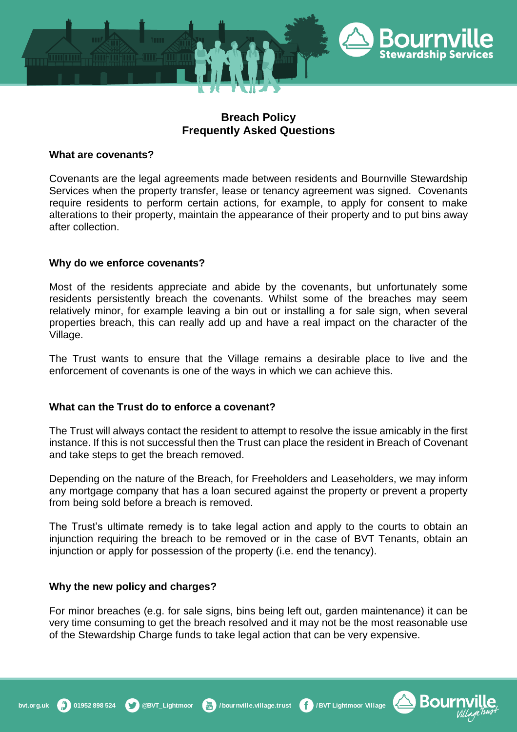# Breach Policy
# Frequently Asked Questions

### What are covenants?

Covenants are the legal agreements made between residents and Bournville Stewardship Services when the property transfer, lease or tenancy agreement was signed. Covenants require residents to perform certain actions, for example, to apply for consent to make alterations to their property, maintain the appearance of their property and to put bins away after collection.

### Why do we enforce covenants?

Most of the residents appreciate and abide by the covenants, but unfortunately some residents persistently breach the covenants. Whilst some of the breaches may seem relatively minor, for example leaving a bin out or installing a for sale sign, when several properties breach, this can really add up and have a real impact on the character of the Village.

The Trust wants to ensure that the Village remains a desirable place to live and the enforcement of covenants is one of the ways in which we can achieve this.

### What can the Trust do to enforce a covenant?

The Trust will always contact the resident to attempt to resolve the issue amicably in the first instance. If this is not successful then the Trust can place the resident in Breach of Covenant and take steps to get the breach removed.

Depending on the nature of the Breach, for Freeholders and Leaseholders, we may inform any mortgage company that has a loan secured against the property or prevent a property from being sold before a breach is removed.

The Trust's ultimate remedy is to take legal action and apply to the courts to obtain an injunction requiring the breach to be removed or in the case of BVT Tenants, obtain an injunction or apply for possession of the property (i.e. end the tenancy).

### Why the new policy and charges?

For minor breaches (e.g. for sale signs, bins being left out, garden maintenance) it can be very time consuming to get the breach resolved and it may not be the most reasonable use of the Stewardship Charge funds to take legal action that can be very expensive.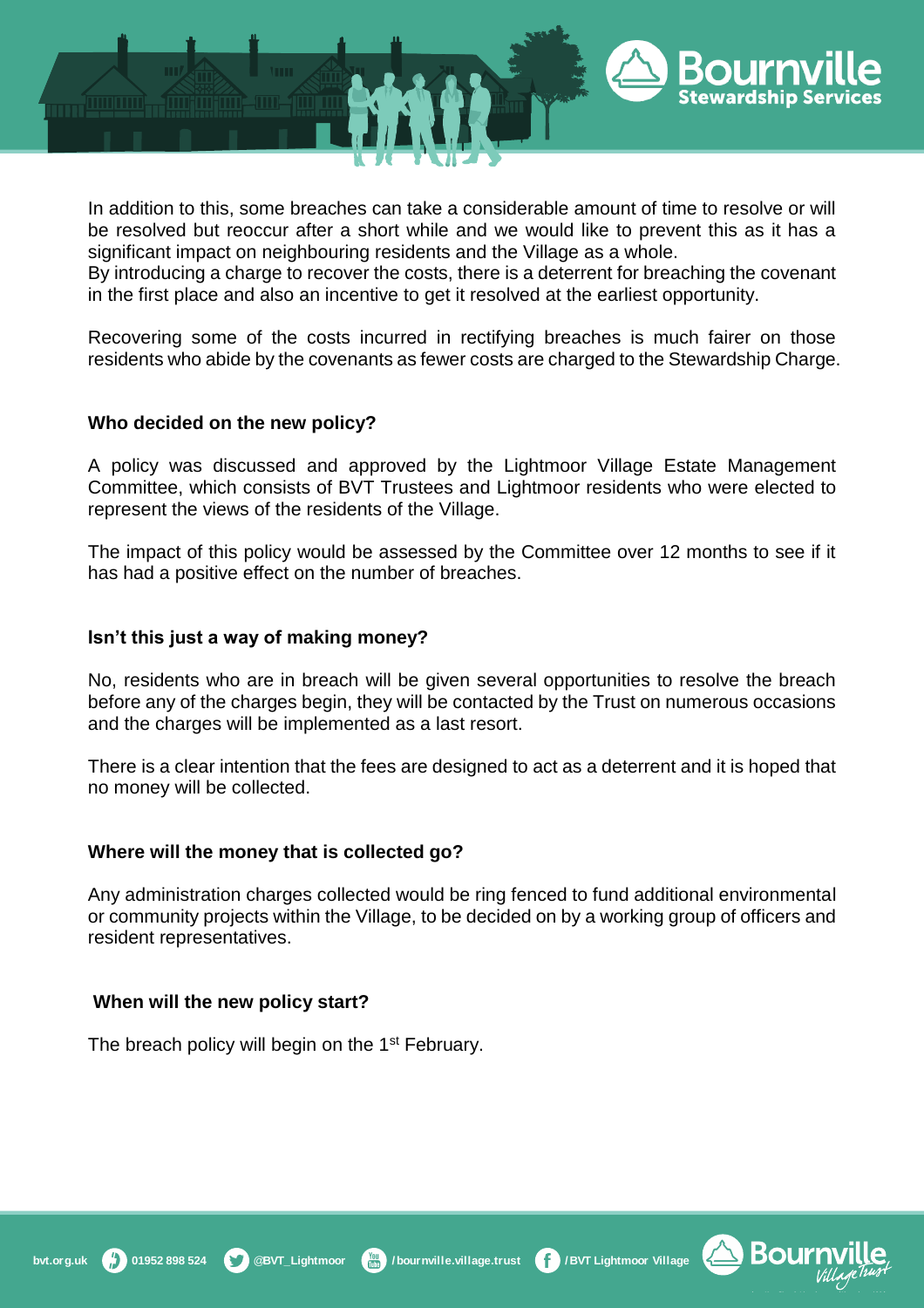In addition to this, some breaches can take a considerable amount of time to resolve or will be resolved but reoccur after a short while and we would like to prevent this as it has a significant impact on neighbouring residents and the Village as a whole.
By introducing a charge to recover the costs, there is a deterrent for breaching the covenant in the first place and also an incentive to get it resolved at the earliest opportunity.

Recovering some of the costs incurred in rectifying breaches is much fairer on those residents who abide by the covenants as fewer costs are charged to the Stewardship Charge.

**Who decided on the new policy?**

A policy was discussed and approved by the Lightmoor Village Estate Management Committee, which consists of BVT Trustees and Lightmoor residents who were elected to represent the views of the residents of the Village.

The impact of this policy would be assessed by the Committee over 12 months to see if it has had a positive effect on the number of breaches.

**Isn't this just a way of making money?**

No, residents who are in breach will be given several opportunities to resolve the breach before any of the charges begin, they will be contacted by the Trust on numerous occasions and the charges will be implemented as a last resort.

There is a clear intention that the fees are designed to act as a deterrent and it is hoped that no money will be collected.

**Where will the money that is collected go?**

Any administration charges collected would be ring fenced to fund additional environmental or community projects within the Village, to be decided on by a working group of officers and resident representatives.

**When will the new policy start?**

The breach policy will begin on the 1st February.